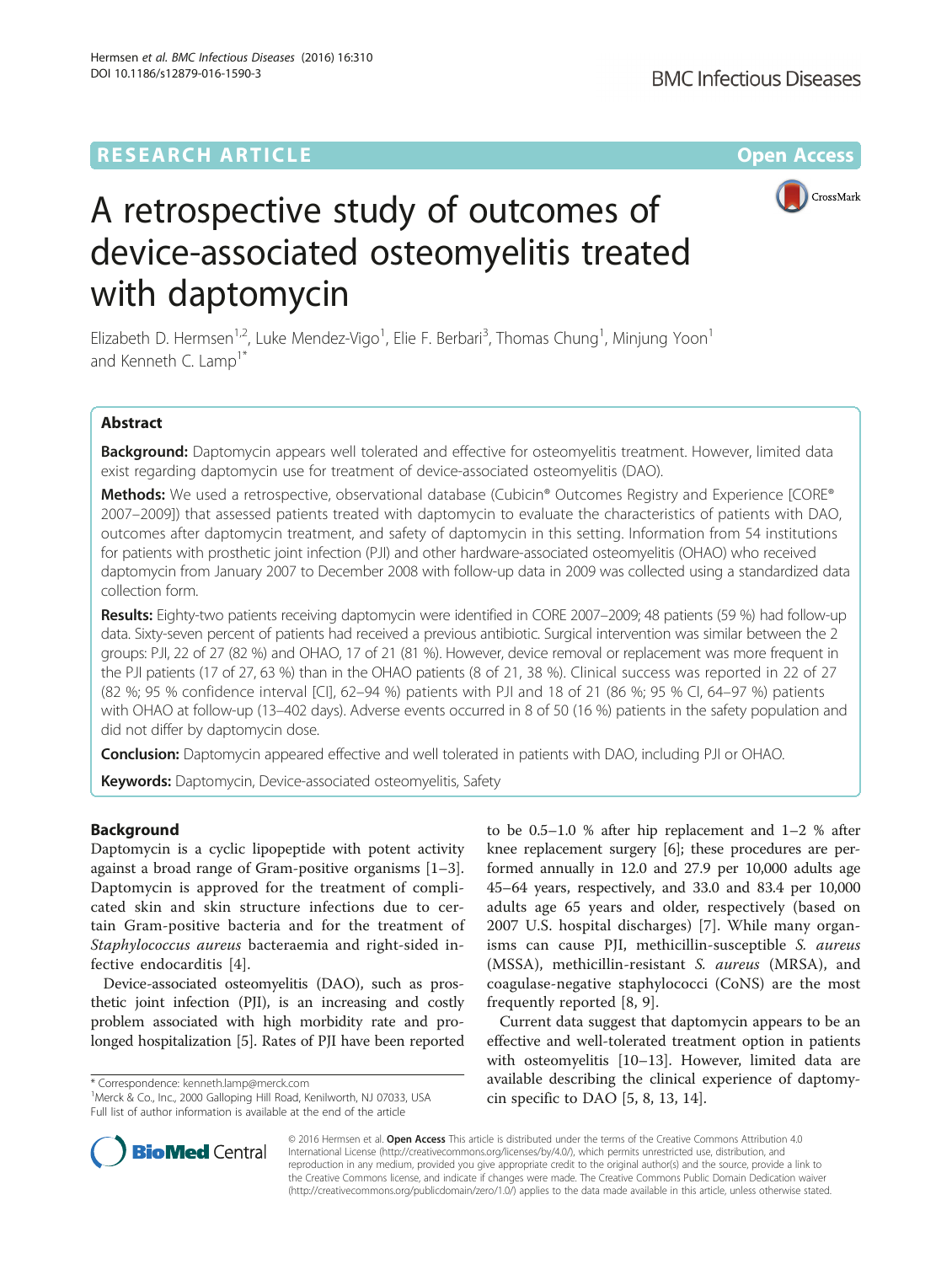RESEARCH ARTICLE Open Access

# A retrospective study of outcomes of device-associated osteomyelitis treated with daptomycin

Elizabeth D. Hermsen[1,2], Luke Mendez-Vigo[1], Elie F. Berbari[3], Thomas Chung[1], Minjung Yoon[1] and Kenneth C. Lamp[1*]

## Abstract

**Background:** Daptomycin appears well tolerated and effective for osteomyelitis treatment. However, limited data exist regarding daptomycin use for treatment of device-associated osteomyelitis (DAO).

**Methods:** We used a retrospective, observational database (Cubicin® Outcomes Registry and Experience [CORE® 2007–2009]) that assessed patients treated with daptomycin to evaluate the characteristics of patients with DAO, outcomes after daptomycin treatment, and safety of daptomycin in this setting. Information from 54 institutions for patients with prosthetic joint infection (PJI) and other hardware-associated osteomyelitis (OHAO) who received daptomycin from January 2007 to December 2008 with follow-up data in 2009 was collected using a standardized data collection form.

**Results:** Eighty-two patients receiving daptomycin were identified in CORE 2007–2009; 48 patients (59 %) had follow-up data. Sixty-seven percent of patients had received a previous antibiotic. Surgical intervention was similar between the 2 groups: PJI, 22 of 27 (82 %) and OHAO, 17 of 21 (81 %). However, device removal or replacement was more frequent in the PJI patients (17 of 27, 63 %) than in the OHAO patients (8 of 21, 38 %). Clinical success was reported in 22 of 27 (82 %; 95 % confidence interval [CI], 62–94 %) patients with PJI and 18 of 21 (86 %; 95 % CI, 64–97 %) patients with OHAO at follow-up (13–402 days). Adverse events occurred in 8 of 50 (16 %) patients in the safety population and did not differ by daptomycin dose.

**Conclusion:** Daptomycin appeared effective and well tolerated in patients with DAO, including PJI or OHAO.

**Keywords:** Daptomycin, Device-associated osteomyelitis, Safety

## Background

Daptomycin is a cyclic lipopeptide with potent activity against a broad range of Gram-positive organisms [1–3]. Daptomycin is approved for the treatment of complicated skin and skin structure infections due to certain Gram-positive bacteria and for the treatment of *Staphylococcus aureus* bacteraemia and right-sided infective endocarditis [4].

Device-associated osteomyelitis (DAO), such as prosthetic joint infection (PJI), is an increasing and costly problem associated with high morbidity rate and prolonged hospitalization [5]. Rates of PJI have been reported to be 0.5–1.0 % after hip replacement and 1–2 % after knee replacement surgery [6]; these procedures are performed annually in 12.0 and 27.9 per 10,000 adults age 45–64 years, respectively, and 33.0 and 83.4 per 10,000 adults age 65 years and older, respectively (based on 2007 U.S. hospital discharges) [7]. While many organisms can cause PJI, methicillin-susceptible *S. aureus* (MSSA), methicillin-resistant *S. aureus* (MRSA), and coagulase-negative staphylococci (CoNS) are the most frequently reported [8, 9].

Current data suggest that daptomycin appears to be an effective and well-tolerated treatment option in patients with osteomyelitis [10–13]. However, limited data are available describing the clinical experience of daptomycin specific to DAO [5, 8, 13, 14].

\* Correspondence: kenneth.lamp@merck.com
[1]Merck & Co., Inc., 2000 Galloping Hill Road, Kenilworth, NJ 07033, USA
Full list of author information is available at the end of the article

© 2016 Hermsen et al. **Open Access** This article is distributed under the terms of the Creative Commons Attribution 4.0 International License (http://creativecommons.org/licenses/by/4.0/), which permits unrestricted use, distribution, and reproduction in any medium, provided you give appropriate credit to the original author(s) and the source, provide a link to the Creative Commons license, and indicate if changes were made. The Creative Commons Public Domain Dedication waiver (http://creativecommons.org/publicdomain/zero/1.0/) applies to the data made available in this article, unless otherwise stated.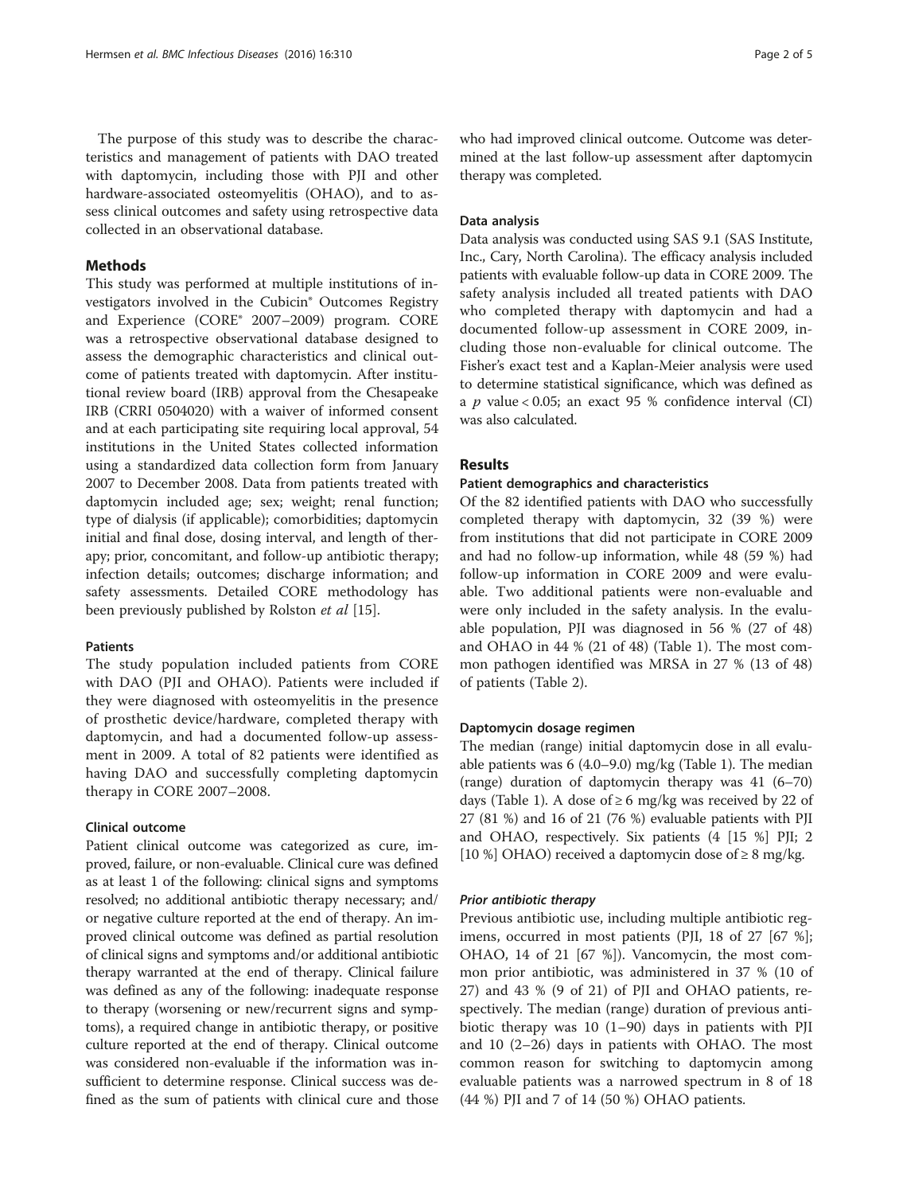The purpose of this study was to describe the characteristics and management of patients with DAO treated with daptomycin, including those with PJI and other hardware-associated osteomyelitis (OHAO), and to assess clinical outcomes and safety using retrospective data collected in an observational database.

## Methods

This study was performed at multiple institutions of investigators involved in the Cubicin® Outcomes Registry and Experience (CORE® 2007–2009) program. CORE was a retrospective observational database designed to assess the demographic characteristics and clinical outcome of patients treated with daptomycin. After institutional review board (IRB) approval from the Chesapeake IRB (CRRI 0504020) with a waiver of informed consent and at each participating site requiring local approval, 54 institutions in the United States collected information using a standardized data collection form from January 2007 to December 2008. Data from patients treated with daptomycin included age; sex; weight; renal function; type of dialysis (if applicable); comorbidities; daptomycin initial and final dose, dosing interval, and length of therapy; prior, concomitant, and follow-up antibiotic therapy; infection details; outcomes; discharge information; and safety assessments. Detailed CORE methodology has been previously published by Rolston *et al* [15].

### Patients

The study population included patients from CORE with DAO (PJI and OHAO). Patients were included if they were diagnosed with osteomyelitis in the presence of prosthetic device/hardware, completed therapy with daptomycin, and had a documented follow-up assessment in 2009. A total of 82 patients were identified as having DAO and successfully completing daptomycin therapy in CORE 2007–2008.

### Clinical outcome

Patient clinical outcome was categorized as cure, improved, failure, or non-evaluable. Clinical cure was defined as at least 1 of the following: clinical signs and symptoms resolved; no additional antibiotic therapy necessary; and/or negative culture reported at the end of therapy. An improved clinical outcome was defined as partial resolution of clinical signs and symptoms and/or additional antibiotic therapy warranted at the end of therapy. Clinical failure was defined as any of the following: inadequate response to therapy (worsening or new/recurrent signs and symptoms), a required change in antibiotic therapy, or positive culture reported at the end of therapy. Clinical outcome was considered non-evaluable if the information was insufficient to determine response. Clinical success was defined as the sum of patients with clinical cure and those who had improved clinical outcome. Outcome was determined at the last follow-up assessment after daptomycin therapy was completed.

### Data analysis

Data analysis was conducted using SAS 9.1 (SAS Institute, Inc., Cary, North Carolina). The efficacy analysis included patients with evaluable follow-up data in CORE 2009. The safety analysis included all treated patients with DAO who completed therapy with daptomycin and had a documented follow-up assessment in CORE 2009, including those non-evaluable for clinical outcome. The Fisher's exact test and a Kaplan-Meier analysis were used to determine statistical significance, which was defined as a $p$ value < 0.05; an exact 95 % confidence interval (CI) was also calculated.

## Results

### Patient demographics and characteristics

Of the 82 identified patients with DAO who successfully completed therapy with daptomycin, 32 (39 %) were from institutions that did not participate in CORE 2009 and had no follow-up information, while 48 (59 %) had follow-up information in CORE 2009 and were evaluable. Two additional patients were non-evaluable and were only included in the safety analysis. In the evaluable population, PJI was diagnosed in 56 % (27 of 48) and OHAO in 44 % (21 of 48) (Table 1). The most common pathogen identified was MRSA in 27 % (13 of 48) of patients (Table 2).

### Daptomycin dosage regimen

The median (range) initial daptomycin dose in all evaluable patients was 6 (4.0–9.0) mg/kg (Table 1). The median (range) duration of daptomycin therapy was 41 (6–70) days (Table 1). A dose of ≥ 6 mg/kg was received by 22 of 27 (81 %) and 16 of 21 (76 %) evaluable patients with PJI and OHAO, respectively. Six patients (4 [15 %] PJI; 2 [10 %] OHAO) received a daptomycin dose of ≥ 8 mg/kg.

#### *Prior antibiotic therapy*

Previous antibiotic use, including multiple antibiotic regimens, occurred in most patients (PJI, 18 of 27 [67 %]; OHAO, 14 of 21 [67 %]). Vancomycin, the most common prior antibiotic, was administered in 37 % (10 of 27) and 43 % (9 of 21) of PJI and OHAO patients, respectively. The median (range) duration of previous antibiotic therapy was 10 (1–90) days in patients with PJI and 10 (2–26) days in patients with OHAO. The most common reason for switching to daptomycin among evaluable patients was a narrowed spectrum in 8 of 18 (44 %) PJI and 7 of 14 (50 %) OHAO patients.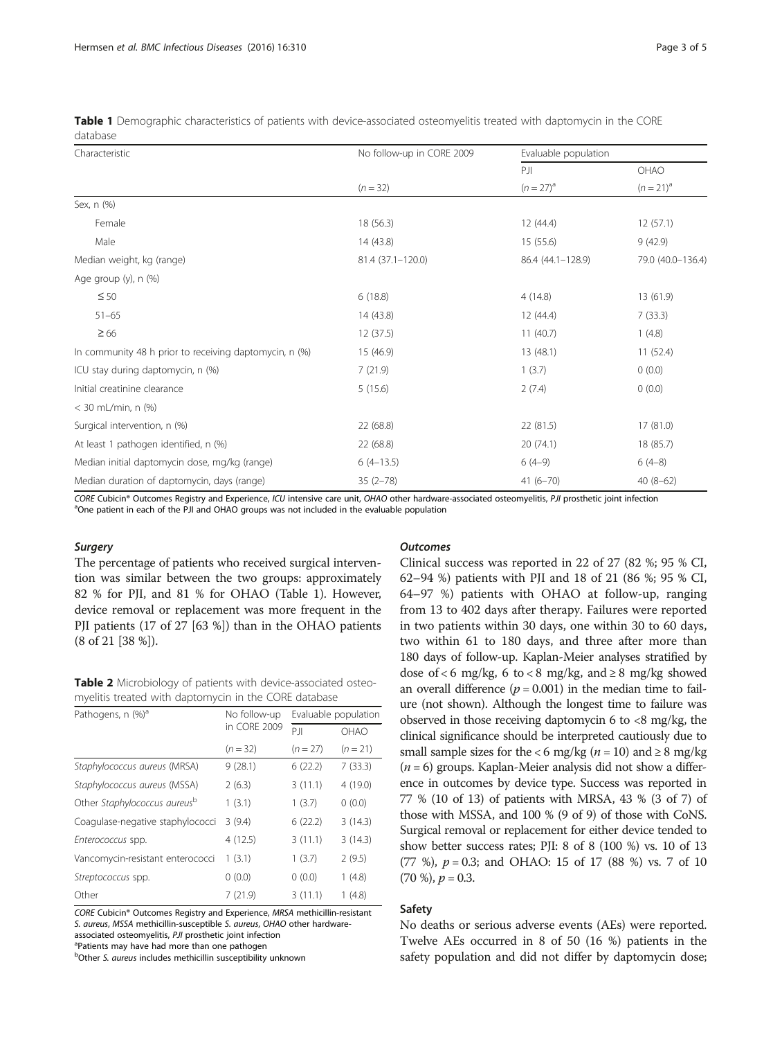**Table 1** Demographic characteristics of patients with device-associated osteomyelitis treated with daptomycin in the CORE database

| Characteristic | No follow-up in CORE 2009 | Evaluable population | |
|---|---|---|---|
| | | PJI | OHAO |
| | (n = 32) | (n = 27)[a] | (n = 21)[a] |
| Sex, n (%) | | | |
| Female | 18 (56.3) | 12 (44.4) | 12 (57.1) |
| Male | 14 (43.8) | 15 (55.6) | 9 (42.9) |
| Median weight, kg (range) | 81.4 (37.1–120.0) | 86.4 (44.1–128.9) | 79.0 (40.0–136.4) |
| Age group (y), n (%) | | | |
| ≤ 50 | 6 (18.8) | 4 (14.8) | 13 (61.9) |
| 51–65 | 14 (43.8) | 12 (44.4) | 7 (33.3) |
| ≥ 66 | 12 (37.5) | 11 (40.7) | 1 (4.8) |
| In community 48 h prior to receiving daptomycin, n (%) | 15 (46.9) | 13 (48.1) | 11 (52.4) |
| ICU stay during daptomycin, n (%) | 7 (21.9) | 1 (3.7) | 0 (0.0) |
| Initial creatinine clearance < 30 mL/min, n (%) | 5 (15.6) | 2 (7.4) | 0 (0.0) |
| Surgical intervention, n (%) | 22 (68.8) | 22 (81.5) | 17 (81.0) |
| At least 1 pathogen identified, n (%) | 22 (68.8) | 20 (74.1) | 18 (85.7) |
| Median initial daptomycin dose, mg/kg (range) | 6 (4–13.5) | 6 (4–9) | 6 (4–8) |
| Median duration of daptomycin, days (range) | 35 (2–78) | 41 (6–70) | 40 (8–62) |

*CORE* Cubicin® Outcomes Registry and Experience, *ICU* intensive care unit, *OHAO* other hardware-associated osteomyelitis, *PJI* prosthetic joint infection
[a]One patient in each of the PJI and OHAO groups was not included in the evaluable population

### Surgery

The percentage of patients who received surgical intervention was similar between the two groups: approximately 82 % for PJI, and 81 % for OHAO (Table 1). However, device removal or replacement was more frequent in the PJI patients (17 of 27 [63 %]) than in the OHAO patients (8 of 21 [38 %]).

**Table 2** Microbiology of patients with device-associated osteomyelitis treated with daptomycin in the CORE database

| Pathogens, n (%)[a] | No follow-up in CORE 2009 | Evaluable population | |
|---|---|---|---|
| | | PJI | OHAO |
| | (n = 32) | (n = 27) | (n = 21) |
| *Staphylococcus aureus* (MRSA) | 9 (28.1) | 6 (22.2) | 7 (33.3) |
| *Staphylococcus aureus* (MSSA) | 2 (6.3) | 3 (11.1) | 4 (19.0) |
| Other *Staphylococcus aureus*[b] | 1 (3.1) | 1 (3.7) | 0 (0.0) |
| Coagulase-negative staphylococci | 3 (9.4) | 6 (22.2) | 3 (14.3) |
| *Enterococcus* spp. | 4 (12.5) | 3 (11.1) | 3 (14.3) |
| Vancomycin-resistant enterococci | 1 (3.1) | 1 (3.7) | 2 (9.5) |
| *Streptococcus* spp. | 0 (0.0) | 0 (0.0) | 1 (4.8) |
| Other | 7 (21.9) | 3 (11.1) | 1 (4.8) |

*CORE* Cubicin® Outcomes Registry and Experience, *MRSA* methicillin-resistant *S. aureus*, *MSSA* methicillin-susceptible *S. aureus*, *OHAO* other hardware-associated osteomyelitis, *PJI* prosthetic joint infection
[a]Patients may have had more than one pathogen
[b]Other *S. aureus* includes methicillin susceptibility unknown

### Outcomes

Clinical success was reported in 22 of 27 (82 %; 95 % CI, 62–94 %) patients with PJI and 18 of 21 (86 %; 95 % CI, 64–97 %) patients with OHAO at follow-up, ranging from 13 to 402 days after therapy. Failures were reported in two patients within 30 days, one within 30 to 60 days, two within 61 to 180 days, and three after more than 180 days of follow-up. Kaplan-Meier analyses stratified by dose of < 6 mg/kg, 6 to < 8 mg/kg, and ≥ 8 mg/kg showed an overall difference ($p = 0.001$) in the median time to failure (not shown). Although the longest time to failure was observed in those receiving daptomycin 6 to <8 mg/kg, the clinical significance should be interpreted cautiously due to small sample sizes for the < 6 mg/kg ($n = 10$) and ≥ 8 mg/kg ($n = 6$) groups. Kaplan-Meier analysis did not show a difference in outcomes by device type. Success was reported in 77 % (10 of 13) of patients with MRSA, 43 % (3 of 7) of those with MSSA, and 100 % (9 of 9) of those with CoNS. Surgical removal or replacement for either device tended to show better success rates; PJI: 8 of 8 (100 %) vs. 10 of 13 (77 %), $p = 0.3$; and OHAO: 15 of 17 (88 %) vs. 7 of 10 (70 %), $p = 0.3$.

## Safety

No deaths or serious adverse events (AEs) were reported. Twelve AEs occurred in 8 of 50 (16 %) patients in the safety population and did not differ by daptomycin dose;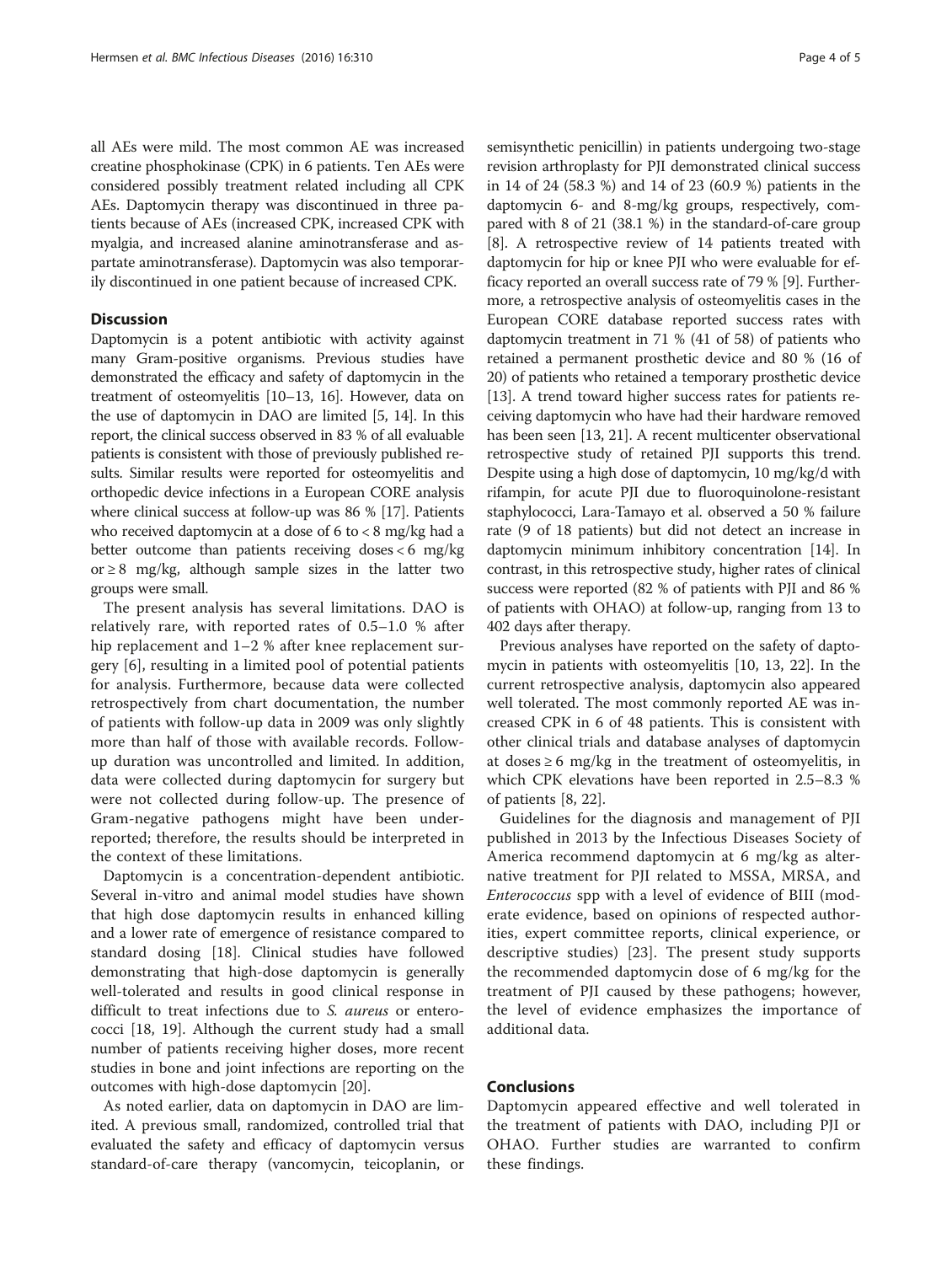all AEs were mild. The most common AE was increased creatine phosphokinase (CPK) in 6 patients. Ten AEs were considered possibly treatment related including all CPK AEs. Daptomycin therapy was discontinued in three patients because of AEs (increased CPK, increased CPK with myalgia, and increased alanine aminotransferase and aspartate aminotransferase). Daptomycin was also temporarily discontinued in one patient because of increased CPK.

## Discussion

Daptomycin is a potent antibiotic with activity against many Gram-positive organisms. Previous studies have demonstrated the efficacy and safety of daptomycin in the treatment of osteomyelitis [10–13, 16]. However, data on the use of daptomycin in DAO are limited [5, 14]. In this report, the clinical success observed in 83 % of all evaluable patients is consistent with those of previously published results. Similar results were reported for osteomyelitis and orthopedic device infections in a European CORE analysis where clinical success at follow-up was 86 % [17]. Patients who received daptomycin at a dose of 6 to < 8 mg/kg had a better outcome than patients receiving doses < 6 mg/kg or ≥ 8 mg/kg, although sample sizes in the latter two groups were small.

The present analysis has several limitations. DAO is relatively rare, with reported rates of 0.5–1.0 % after hip replacement and 1–2 % after knee replacement surgery [6], resulting in a limited pool of potential patients for analysis. Furthermore, because data were collected retrospectively from chart documentation, the number of patients with follow-up data in 2009 was only slightly more than half of those with available records. Follow-up duration was uncontrolled and limited. In addition, data were collected during daptomycin for surgery but were not collected during follow-up. The presence of Gram-negative pathogens might have been underreported; therefore, the results should be interpreted in the context of these limitations.

Daptomycin is a concentration-dependent antibiotic. Several in-vitro and animal model studies have shown that high dose daptomycin results in enhanced killing and a lower rate of emergence of resistance compared to standard dosing [18]. Clinical studies have followed demonstrating that high-dose daptomycin is generally well-tolerated and results in good clinical response in difficult to treat infections due to *S. aureus* or enterococci [18, 19]. Although the current study had a small number of patients receiving higher doses, more recent studies in bone and joint infections are reporting on the outcomes with high-dose daptomycin [20].

As noted earlier, data on daptomycin in DAO are limited. A previous small, randomized, controlled trial that evaluated the safety and efficacy of daptomycin versus standard-of-care therapy (vancomycin, teicoplanin, or semisynthetic penicillin) in patients undergoing two-stage revision arthroplasty for PJI demonstrated clinical success in 14 of 24 (58.3 %) and 14 of 23 (60.9 %) patients in the daptomycin 6- and 8-mg/kg groups, respectively, compared with 8 of 21 (38.1 %) in the standard-of-care group [8]. A retrospective review of 14 patients treated with daptomycin for hip or knee PJI who were evaluable for efficacy reported an overall success rate of 79 % [9]. Furthermore, a retrospective analysis of osteomyelitis cases in the European CORE database reported success rates with daptomycin treatment in 71 % (41 of 58) of patients who retained a permanent prosthetic device and 80 % (16 of 20) of patients who retained a temporary prosthetic device [13]. A trend toward higher success rates for patients receiving daptomycin who have had their hardware removed has been seen [13, 21]. A recent multicenter observational retrospective study of retained PJI supports this trend. Despite using a high dose of daptomycin, 10 mg/kg/d with rifampin, for acute PJI due to fluoroquinolone-resistant staphylococci, Lara-Tamayo et al. observed a 50 % failure rate (9 of 18 patients) but did not detect an increase in daptomycin minimum inhibitory concentration [14]. In contrast, in this retrospective study, higher rates of clinical success were reported (82 % of patients with PJI and 86 % of patients with OHAO) at follow-up, ranging from 13 to 402 days after therapy.

Previous analyses have reported on the safety of daptomycin in patients with osteomyelitis [10, 13, 22]. In the current retrospective analysis, daptomycin also appeared well tolerated. The most commonly reported AE was increased CPK in 6 of 48 patients. This is consistent with other clinical trials and database analyses of daptomycin at doses ≥ 6 mg/kg in the treatment of osteomyelitis, in which CPK elevations have been reported in 2.5–8.3 % of patients [8, 22].

Guidelines for the diagnosis and management of PJI published in 2013 by the Infectious Diseases Society of America recommend daptomycin at 6 mg/kg as alternative treatment for PJI related to MSSA, MRSA, and *Enterococcus* spp with a level of evidence of BIII (moderate evidence, based on opinions of respected authorities, expert committee reports, clinical experience, or descriptive studies) [23]. The present study supports the recommended daptomycin dose of 6 mg/kg for the treatment of PJI caused by these pathogens; however, the level of evidence emphasizes the importance of additional data.

## Conclusions

Daptomycin appeared effective and well tolerated in the treatment of patients with DAO, including PJI or OHAO. Further studies are warranted to confirm these findings.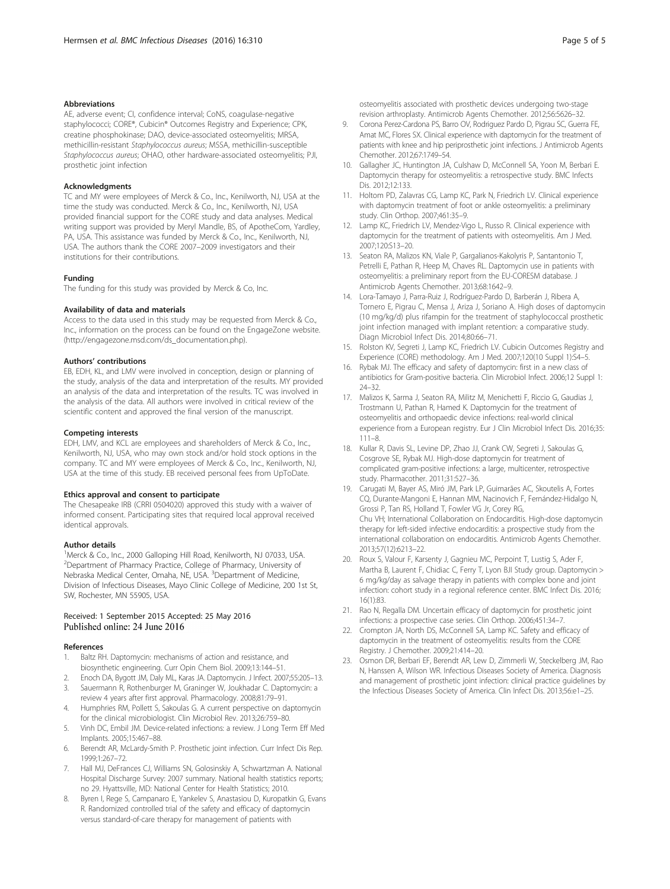### Abbreviations

AE, adverse event; CI, confidence interval; CoNS, coagulase-negative staphylococci; CORE®, Cubicin® Outcomes Registry and Experience; CPK, creatine phosphokinase; DAO, device-associated osteomyelitis; MRSA, methicillin-resistant *Staphylococcus aureus*; MSSA, methicillin-susceptible *Staphylococcus aureus*; OHAO, other hardware-associated osteomyelitis; PJI, prosthetic joint infection

### Acknowledgments

TC and MY were employees of Merck & Co., Inc., Kenilworth, NJ, USA at the time the study was conducted. Merck & Co., Inc., Kenilworth, NJ, USA provided financial support for the CORE study and data analyses. Medical writing support was provided by Meryl Mandle, BS, of ApotheCom, Yardley, PA, USA. This assistance was funded by Merck & Co., Inc., Kenilworth, NJ, USA. The authors thank the CORE 2007–2009 investigators and their institutions for their contributions.

### Funding

The funding for this study was provided by Merck & Co, Inc.

### Availability of data and materials

Access to the data used in this study may be requested from Merck & Co., Inc., information on the process can be found on the EngageZone website. (http://engagezone.msd.com/ds_documentation.php).

### Authors' contributions

EB, EDH, KL, and LMV were involved in conception, design or planning of the study, analysis of the data and interpretation of the results. MY provided an analysis of the data and interpretation of the results. TC was involved in the analysis of the data. All authors were involved in critical review of the scientific content and approved the final version of the manuscript.

### Competing interests

EDH, LMV, and KCL are employees and shareholders of Merck & Co., Inc., Kenilworth, NJ, USA, who may own stock and/or hold stock options in the company. TC and MY were employees of Merck & Co., Inc., Kenilworth, NJ, USA at the time of this study. EB received personal fees from UpToDate.

### Ethics approval and consent to participate

The Chesapeake IRB (CRRI 0504020) approved this study with a waiver of informed consent. Participating sites that required local approval received identical approvals.

### Author details

[1]Merck & Co., Inc., 2000 Galloping Hill Road, Kenilworth, NJ 07033, USA. [2]Department of Pharmacy Practice, College of Pharmacy, University of Nebraska Medical Center, Omaha, NE, USA. [3]Department of Medicine, Division of Infectious Diseases, Mayo Clinic College of Medicine, 200 1st St, SW, Rochester, MN 55905, USA.

Received: 1 September 2015 Accepted: 25 May 2016
Published online: 24 June 2016

### References

1. Baltz RH. Daptomycin: mechanisms of action and resistance, and biosynthetic engineering. Curr Opin Chem Biol. 2009;13:144–51.
2. Enoch DA, Bygott JM, Daly ML, Karas JA. Daptomycin. J Infect. 2007;55:205–13.
3. Sauermann R, Rothenburger M, Graninger W, Joukhadar C. Daptomycin: a review 4 years after first approval. Pharmacology. 2008;81:79–91.
4. Humphries RM, Pollett S, Sakoulas G. A current perspective on daptomycin for the clinical microbiologist. Clin Microbiol Rev. 2013;26:759–80.
5. Vinh DC, Embil JM. Device-related infections: a review. J Long Term Eff Med Implants. 2005;15:467–88.
6. Berendt AR, McLardy-Smith P. Prosthetic joint infection. Curr Infect Dis Rep. 1999;1:267–72.
7. Hall MJ, DeFrances CJ, Williams SN, Golosinskiy A, Schwartzman A. National Hospital Discharge Survey: 2007 summary. National health statistics reports; no 29. Hyattsville, MD: National Center for Health Statistics; 2010.
8. Byren I, Rege S, Campanaro E, Yankelev S, Anastasiou D, Kuropatkin G, Evans R. Randomized controlled trial of the safety and efficacy of daptomycin versus standard-of-care therapy for management of patients with osteomyelitis associated with prosthetic devices undergoing two-stage revision arthroplasty. Antimicrob Agents Chemother. 2012;56:5626–32.
9. Corona Perez-Cardona PS, Barro OV, Rodriguez Pardo D, Pigrau SC, Guerra FE, Amat MC, Flores SX. Clinical experience with daptomycin for the treatment of patients with knee and hip periprosthetic joint infections. J Antimicrob Agents Chemother. 2012;67:1749–54.
10. Gallagher JC, Huntington JA, Culshaw D, McConnell SA, Yoon M, Berbari E. Daptomycin therapy for osteomyelitis: a retrospective study. BMC Infects Dis. 2012;12:133.
11. Holtom PD, Zalavras CG, Lamp KC, Park N, Friedrich LV. Clinical experience with daptomycin treatment of foot or ankle osteomyelitis: a preliminary study. Clin Orthop. 2007;461:35–9.
12. Lamp KC, Friedrich LV, Mendez-Vigo L, Russo R. Clinical experience with daptomycin for the treatment of patients with osteomyelitis. Am J Med. 2007;120:S13–20.
13. Seaton RA, Malizos KN, Viale P, Gargalianos-Kakolyris P, Santantonio T, Petrelli E, Pathan R, Heep M, Chaves RL. Daptomycin use in patients with osteomyelitis: a preliminary report from the EU-CORESM database. J Antimicrob Agents Chemother. 2013;68:1642–9.
14. Lora-Tamayo J, Parra-Ruiz J, Rodríguez-Pardo D, Barberán J, Ribera A, Tornero E, Pigrau C, Mensa J, Ariza J, Soriano A. High doses of daptomycin (10 mg/kg/d) plus rifampin for the treatment of staphylococcal prosthetic joint infection managed with implant retention: a comparative study. Diagn Microbiol Infect Dis. 2014;80:66–71.
15. Rolston KV, Segreti J, Lamp KC, Friedrich LV. Cubicin Outcomes Registry and Experience (CORE) methodology. Am J Med. 2007;120(10 Suppl 1):S4–5.
16. Rybak MJ. The efficacy and safety of daptomycin: first in a new class of antibiotics for Gram-positive bacteria. Clin Microbiol Infect. 2006;12 Suppl 1: 24–32.
17. Malizos K, Sarma J, Seaton RA, Militz M, Menichetti F, Riccio G, Gaudias J, Trostmann U, Pathan R, Hamed K. Daptomycin for the treatment of osteomyelitis and orthopaedic device infections: real-world clinical experience from a European registry. Eur J Clin Microbiol Infect Dis. 2016;35: 111–8.
18. Kullar R, Davis SL, Levine DP, Zhao JJ, Crank CW, Segreti J, Sakoulas G, Cosgrove SE, Rybak MJ. High-dose daptomycin for treatment of complicated gram-positive infections: a large, multicenter, retrospective study. Pharmacother. 2011;31:527–36.
19. Carugati M, Bayer AS, Miró JM, Park LP, Guimarães AC, Skoutelis A, Fortes CQ, Durante-Mangoni E, Hannan MM, Nacinovich F, Fernández-Hidalgo N, Grossi P, Tan RS, Holland T, Fowler VG Jr, Corey RG, Chu VH; International Collaboration on Endocarditis. High-dose daptomycin therapy for left-sided infective endocarditis: a prospective study from the international collaboration on endocarditis. Antimicrob Agents Chemother. 2013;57(12):6213–22.
20. Roux S, Valour F, Karsenty J, Gagnieu MC, Perpoint T, Lustig S, Ader F, Martha B, Laurent F, Chidiac C, Ferry T, Lyon BJI Study group. Daptomycin > 6 mg/kg/day as salvage therapy in patients with complex bone and joint infection: cohort study in a regional reference center. BMC Infect Dis. 2016; 16(1):83.
21. Rao N, Regalla DM. Uncertain efficacy of daptomycin for prosthetic joint infections: a prospective case series. Clin Orthop. 2006;451:34–7.
22. Crompton JA, North DS, McConnell SA, Lamp KC. Safety and efficacy of daptomycin in the treatment of osteomyelitis: results from the CORE Registry. J Chemother. 2009;21:414–20.
23. Osmon DR, Berbari EF, Berendt AR, Lew D, Zimmerli W, Steckelberg JM, Rao N, Hanssen A, Wilson WR. Infectious Diseases Society of America. Diagnosis and management of prosthetic joint infection: clinical practice guidelines by the Infectious Diseases Society of America. Clin Infect Dis. 2013;56:e1–25.